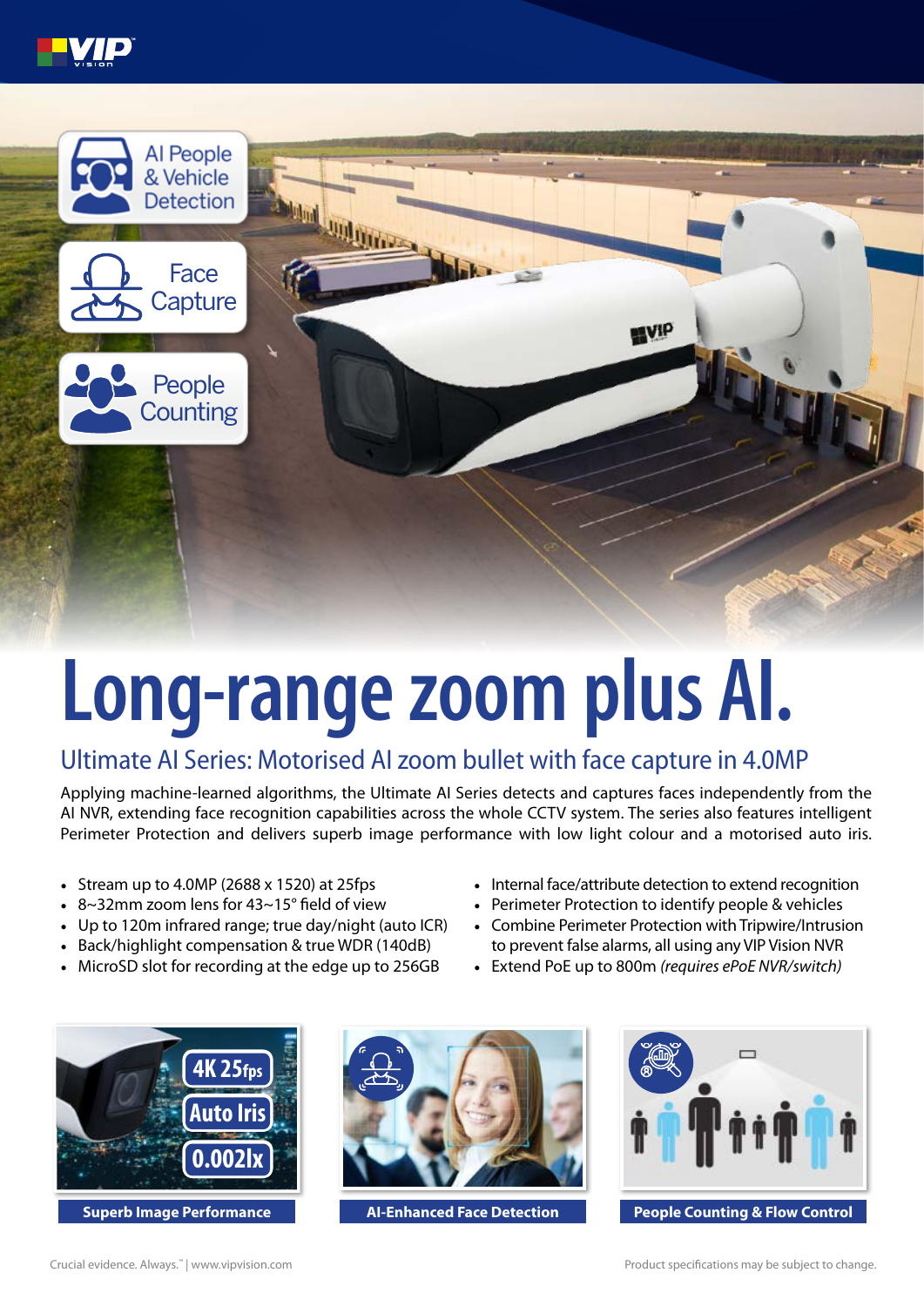AI People & Vehicle Detection

Face Capture

People Counting

# Long-range zoom plus AI.

## Ultimate AI Series: Motorised AI zoom bullet with face capture in 4.0MP

Applying machine-learned algorithms, the Ultimate AI Series detects and captures faces independently from the AI NVR, extending face recognition capabilities across the whole CCTV system. The series also features intelligent Perimeter Protection and delivers superb image performance with low light colour and a motorised auto iris.

- Stream up to 4.0MP (2688 x 1520) at 25fps
- 8~32mm zoom lens for 43~15° field of view
- Up to 120m infrared range; true day/night (auto ICR)
- Back/highlight compensation & true WDR (140dB)
- MicroSD slot for recording at the edge up to 256GB
- Internal face/attribute detection to extend recognition
- Perimeter Protection to identify people & vehicles
- Combine Perimeter Protection with Tripwire/Intrusion to prevent false alarms, all using any VIP Vision NVR
- Extend PoE up to 800m *(requires ePoE NVR/switch)*

4K 25fps | Auto Iris | 0.002lx

**Superb Image Performance**

**AI-Enhanced Face Detection**

**People Counting & Flow Control**

Crucial evidence. Always.™ | www.vipvision.com

Product specifications may be subject to change.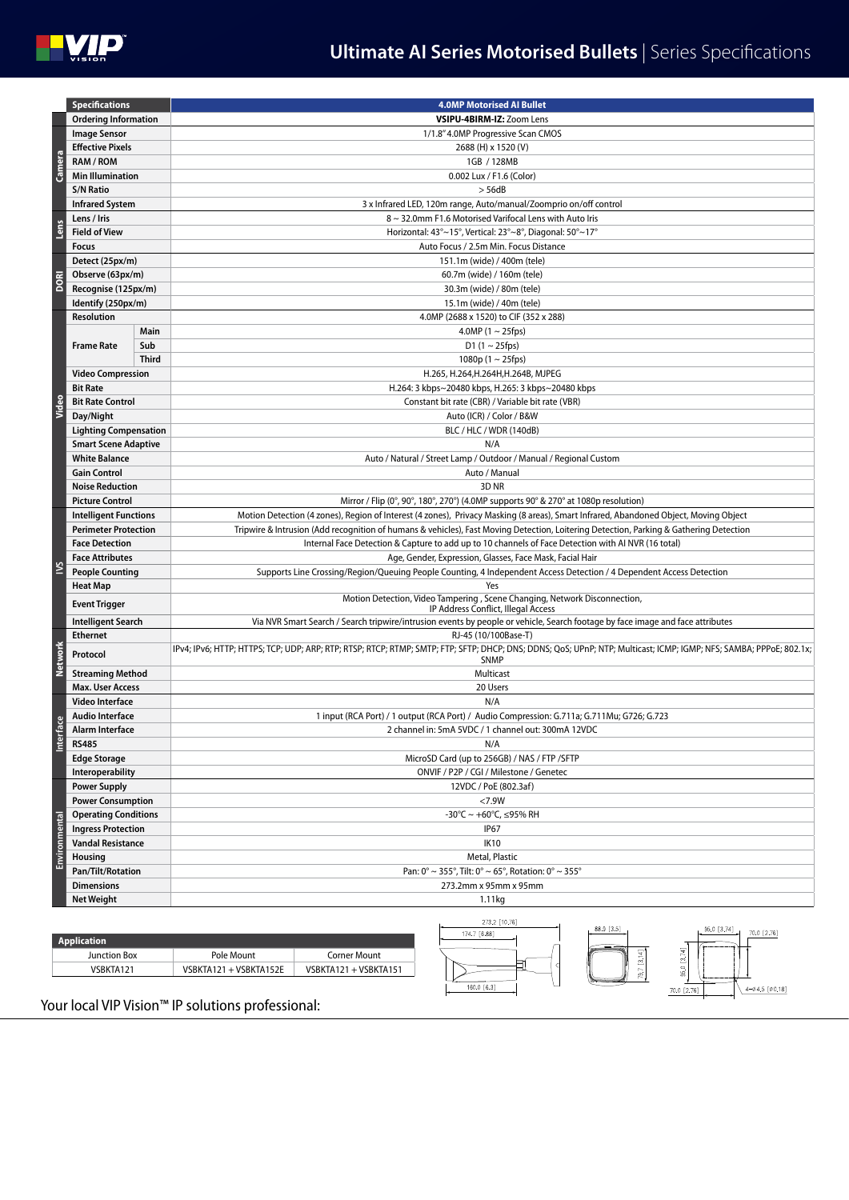# Ultimate AI Series Motorised Bullets | Series Specifications

| | Specifications | | 4.0MP Motorised AI Bullet |
|---|---|---|---|
| | Ordering Information | | **VSIPU-4BIRM-IZ:** Zoom Lens |
| Camera | Image Sensor | | 1/1.8" 4.0MP Progressive Scan CMOS |
| | Effective Pixels | | 2688 (H) x 1520 (V) |
| | RAM / ROM | | 1GB / 128MB |
| | Min Illumination | | 0.002 Lux / F1.6 (Color) |
| | S/N Ratio | | > 56dB |
| | Infrared System | | 3 x Infrared LED, 120m range, Auto/manual/Zoomprio on/off control |
| Lens | Lens / Iris | | 8 ~ 32.0mm F1.6 Motorised Varifocal Lens with Auto Iris |
| | Field of View | | Horizontal: 43°~15°, Vertical: 23°~8°, Diagonal: 50°~17° |
| | Focus | | Auto Focus / 2.5m Min. Focus Distance |
| DORI | Detect (25px/m) | | 151.1m (wide) / 400m (tele) |
| | Observe (63px/m) | | 60.7m (wide) / 160m (tele) |
| | Recognise (125px/m) | | 30.3m (wide) / 80m (tele) |
| | Identify (250px/m) | | 15.1m (wide) / 40m (tele) |
| Video | Resolution | | 4.0MP (2688 x 1520) to CIF (352 x 288) |
| | Frame Rate | Main | 4.0MP (1 ~ 25fps) |
| | | Sub | D1 (1 ~ 25fps) |
| | | Third | 1080p (1 ~ 25fps) |
| | Video Compression | | H.265, H.264,H.264H,H.264B, MJPEG |
| | Bit Rate | | H.264: 3 kbps~20480 kbps, H.265: 3 kbps~20480 kbps |
| | Bit Rate Control | | Constant bit rate (CBR) / Variable bit rate (VBR) |
| | Day/Night | | Auto (ICR) / Color / B&W |
| | Lighting Compensation | | BLC / HLC / WDR (140dB) |
| | Smart Scene Adaptive | | N/A |
| | White Balance | | Auto / Natural / Street Lamp / Outdoor / Manual / Regional Custom |
| | Gain Control | | Auto / Manual |
| | Noise Reduction | | 3D NR |
| | Picture Control | | Mirror / Flip (0°, 90°, 180°, 270°) (4.0MP supports 90° & 270° at 1080p resolution) |
| IVS | Intelligent Functions | | Motion Detection (4 zones), Region of Interest (4 zones), Privacy Masking (8 areas), Smart Infrared, Abandoned Object, Moving Object |
| | Perimeter Protection | | Tripwire & Intrusion (Add recognition of humans & vehicles), Fast Moving Detection, Loitering Detection, Parking & Gathering Detection |
| | Face Detection | | Internal Face Detection & Capture to add up to 10 channels of Face Detection with AI NVR (16 total) |
| | Face Attributes | | Age, Gender, Expression, Glasses, Face Mask, Facial Hair |
| | People Counting | | Supports Line Crossing/Region/Queuing People Counting, 4 Independent Access Detection / 4 Dependent Access Detection |
| | Heat Map | | Yes |
| | Event Trigger | | Motion Detection, Video Tampering , Scene Changing, Network Disconnection, IP Address Conflict, Illegal Access |
| | Intelligent Search | | Via NVR Smart Search / Search tripwire/intrusion events by people or vehicle, Search footage by face image and face attributes |
| Network | Ethernet | | RJ-45 (10/100Base-T) |
| | Protocol | | IPv4; IPv6; HTTP; HTTPS; TCP; UDP; ARP; RTP; RTSP; RTCP; RTMP; SMTP; FTP; SFTP; DHCP; DNS; DDNS; QoS; UPnP; NTP; Multicast; ICMP; IGMP; NFS; SAMBA; PPPoE; 802.1x; SNMP |
| | Streaming Method | | Multicast |
| | Max. User Access | | 20 Users |
| Interface | Video Interface | | N/A |
| | Audio Interface | | 1 input (RCA Port) / 1 output (RCA Port) / Audio Compression: G.711a; G.711Mu; G726; G.723 |
| | Alarm Interface | | 2 channel in: 5mA 5VDC / 1 channel out: 300mA 12VDC |
| | RS485 | | N/A |
| | Edge Storage | | MicroSD Card (up to 256GB) / NAS / FTP /SFTP |
| | Interoperability | | ONVIF / P2P / CGI / Milestone / Genetec |
| Environmental | Power Supply | | 12VDC / PoE (802.3af) |
| | Power Consumption | | <7.9W |
| | Operating Conditions | | -30°C ~ +60°C, ≤95% RH |
| | Ingress Protection | | IP67 |
| | Vandal Resistance | | IK10 |
| | Housing | | Metal, Plastic |
| | Pan/Tilt/Rotation | | Pan: 0° ~ 355°, Tilt: 0° ~ 65°, Rotation: 0° ~ 355° |
| | Dimensions | | 273.2mm x 95mm x 95mm |
| | Net Weight | | 1.11kg |

| Application | | |
|---|---|---|
| Junction Box | Pole Mount | Corner Mount |
| VSBKTA121 | VSBKTA121 + VSBKTA152E | VSBKTA121 + VSBKTA151 |

273.2 [10.76]
174.7 [6.88]
160.0 [6.3]
88.3 [3.5]
79.7 [3.14]
95.0 [3.74]
70.0 [2.76]
95.0 [3.74]
70.0 [2.76]
4-Ø4.5 [Ø0.18]

Your local VIP Vision™ IP solutions professional: